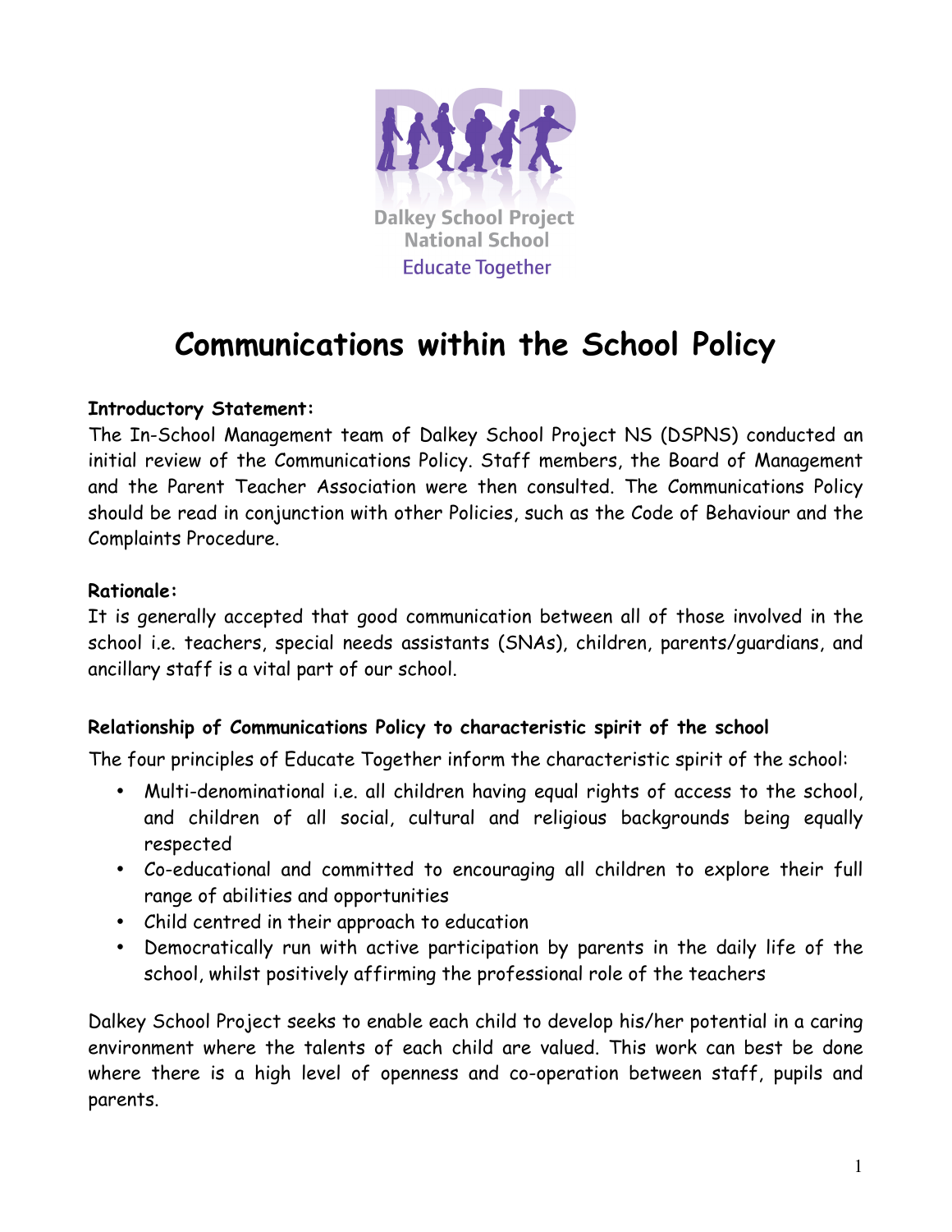Dalkey School Project
National School
Educate Together

# Communications within the School Policy

**Introductory Statement:**
The In-School Management team of Dalkey School Project NS (DSPNS) conducted an initial review of the Communications Policy. Staff members, the Board of Management and the Parent Teacher Association were then consulted. The Communications Policy should be read in conjunction with other Policies, such as the Code of Behaviour and the Complaints Procedure.

**Rationale:**
It is generally accepted that good communication between all of those involved in the school i.e. teachers, special needs assistants (SNAs), children, parents/guardians, and ancillary staff is a vital part of our school.

**Relationship of Communications Policy to characteristic spirit of the school**

The four principles of Educate Together inform the characteristic spirit of the school:

- Multi-denominational i.e. all children having equal rights of access to the school, and children of all social, cultural and religious backgrounds being equally respected
- Co-educational and committed to encouraging all children to explore their full range of abilities and opportunities
- Child centred in their approach to education
- Democratically run with active participation by parents in the daily life of the school, whilst positively affirming the professional role of the teachers

Dalkey School Project seeks to enable each child to develop his/her potential in a caring environment where the talents of each child are valued. This work can best be done where there is a high level of openness and co-operation between staff, pupils and parents.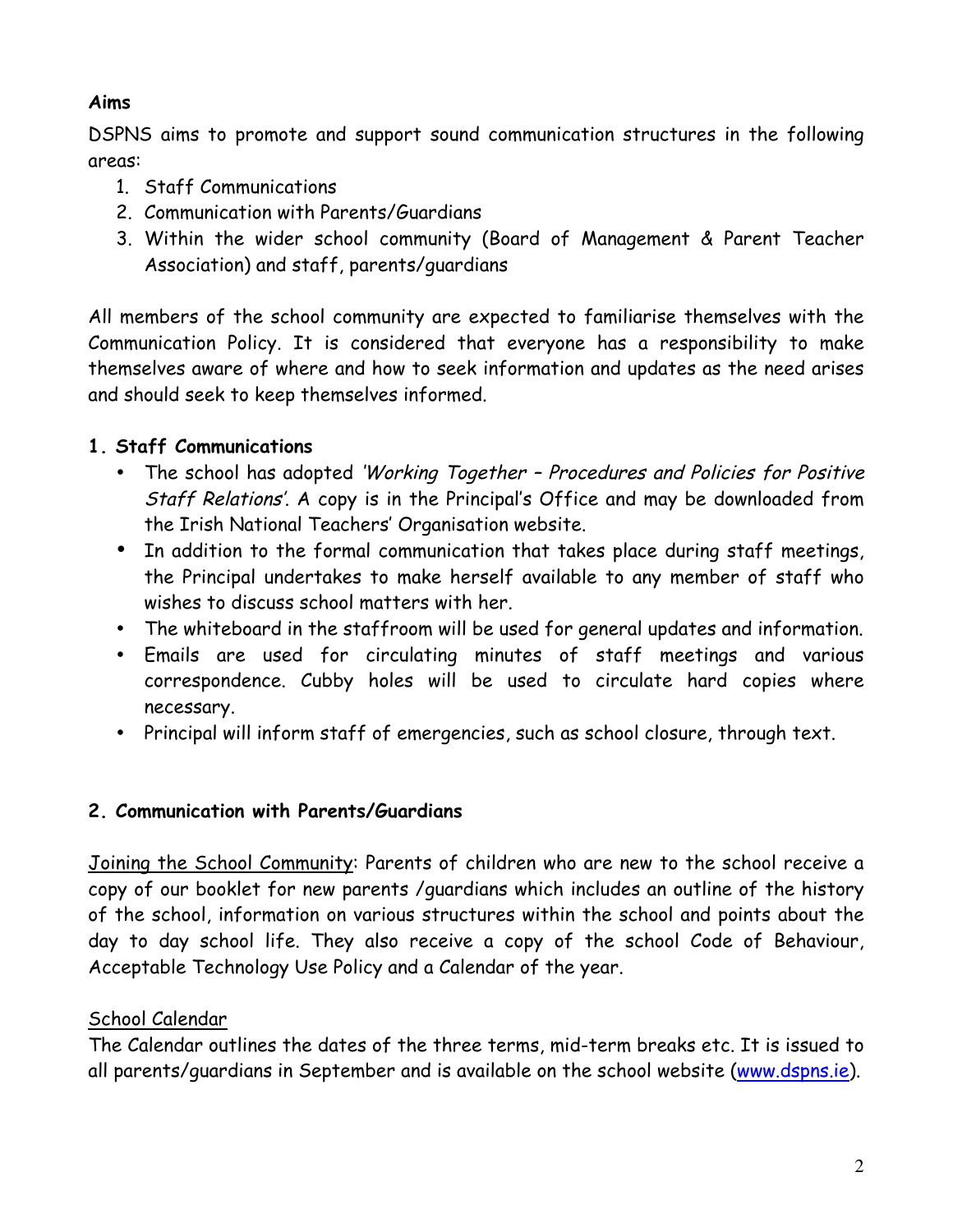**Aims**

DSPNS aims to promote and support sound communication structures in the following areas:

1. Staff Communications
2. Communication with Parents/Guardians
3. Within the wider school community (Board of Management & Parent Teacher Association) and staff, parents/guardians

All members of the school community are expected to familiarise themselves with the Communication Policy. It is considered that everyone has a responsibility to make themselves aware of where and how to seek information and updates as the need arises and should seek to keep themselves informed.

## 1. Staff Communications

- The school has adopted *'Working Together – Procedures and Policies for Positive Staff Relations'*. A copy is in the Principal's Office and may be downloaded from the Irish National Teachers' Organisation website.
- In addition to the formal communication that takes place during staff meetings, the Principal undertakes to make herself available to any member of staff who wishes to discuss school matters with her.
- The whiteboard in the staffroom will be used for general updates and information.
- Emails are used for circulating minutes of staff meetings and various correspondence. Cubby holes will be used to circulate hard copies where necessary.
- Principal will inform staff of emergencies, such as school closure, through text.

## 2. Communication with Parents/Guardians

<u>Joining the School Community</u>: Parents of children who are new to the school receive a copy of our booklet for new parents /guardians which includes an outline of the history of the school, information on various structures within the school and points about the day to day school life. They also receive a copy of the school Code of Behaviour, Acceptable Technology Use Policy and a Calendar of the year.

<u>School Calendar</u>

The Calendar outlines the dates of the three terms, mid-term breaks etc. It is issued to all parents/guardians in September and is available on the school website (www.dspns.ie).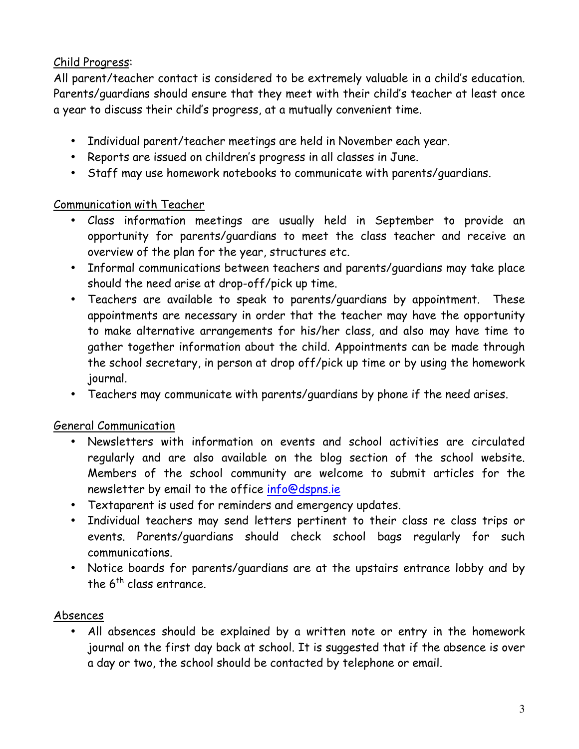Child Progress:

All parent/teacher contact is considered to be extremely valuable in a child's education. Parents/guardians should ensure that they meet with their child's teacher at least once a year to discuss their child's progress, at a mutually convenient time.

- Individual parent/teacher meetings are held in November each year.
- Reports are issued on children's progress in all classes in June.
- Staff may use homework notebooks to communicate with parents/guardians.

Communication with Teacher

- Class information meetings are usually held in September to provide an opportunity for parents/guardians to meet the class teacher and receive an overview of the plan for the year, structures etc.
- Informal communications between teachers and parents/guardians may take place should the need arise at drop-off/pick up time.
- Teachers are available to speak to parents/guardians by appointment. These appointments are necessary in order that the teacher may have the opportunity to make alternative arrangements for his/her class, and also may have time to gather together information about the child. Appointments can be made through the school secretary, in person at drop off/pick up time or by using the homework journal.
- Teachers may communicate with parents/guardians by phone if the need arises.

General Communication

- Newsletters with information on events and school activities are circulated regularly and are also available on the blog section of the school website. Members of the school community are welcome to submit articles for the newsletter by email to the office info@dspns.ie
- Textaparent is used for reminders and emergency updates.
- Individual teachers may send letters pertinent to their class re class trips or events. Parents/guardians should check school bags regularly for such communications.
- Notice boards for parents/guardians are at the upstairs entrance lobby and by the 6th class entrance.

Absences

- All absences should be explained by a written note or entry in the homework journal on the first day back at school. It is suggested that if the absence is over a day or two, the school should be contacted by telephone or email.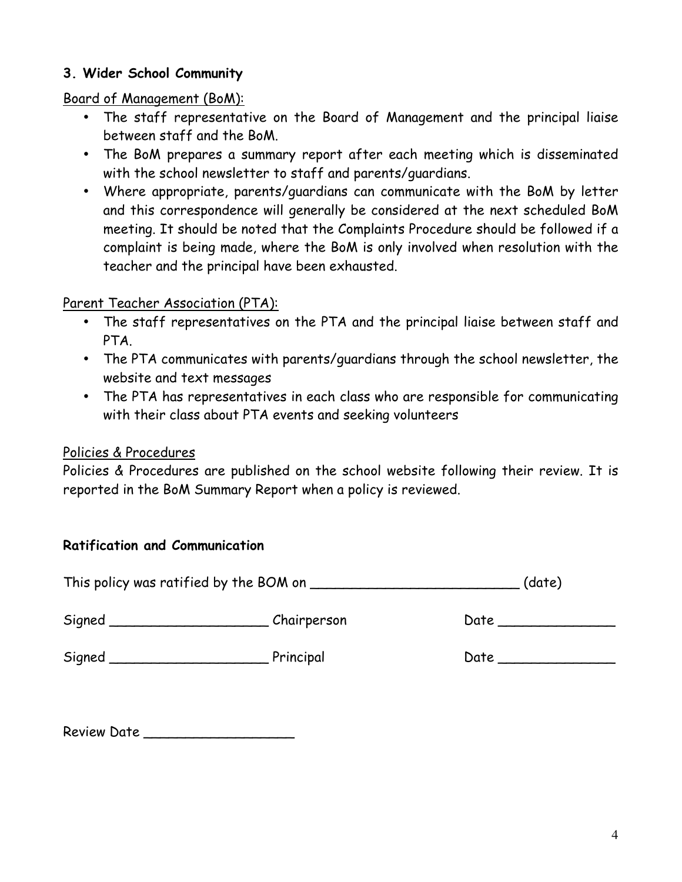### 3. Wider School Community

Board of Management (BoM):

- The staff representative on the Board of Management and the principal liaise between staff and the BoM.
- The BoM prepares a summary report after each meeting which is disseminated with the school newsletter to staff and parents/guardians.
- Where appropriate, parents/guardians can communicate with the BoM by letter and this correspondence will generally be considered at the next scheduled BoM meeting. It should be noted that the Complaints Procedure should be followed if a complaint is being made, where the BoM is only involved when resolution with the teacher and the principal have been exhausted.

Parent Teacher Association (PTA):

- The staff representatives on the PTA and the principal liaise between staff and PTA.
- The PTA communicates with parents/guardians through the school newsletter, the website and text messages
- The PTA has representatives in each class who are responsible for communicating with their class about PTA events and seeking volunteers

Policies & Procedures

Policies & Procedures are published on the school website following their review. It is reported in the BoM Summary Report when a policy is reviewed.

### Ratification and Communication

This policy was ratified by the BOM on __________________________ (date)

Signed ____________________ Chairperson Date _______________

Signed ____________________ Principal Date _______________

Review Date ___________________